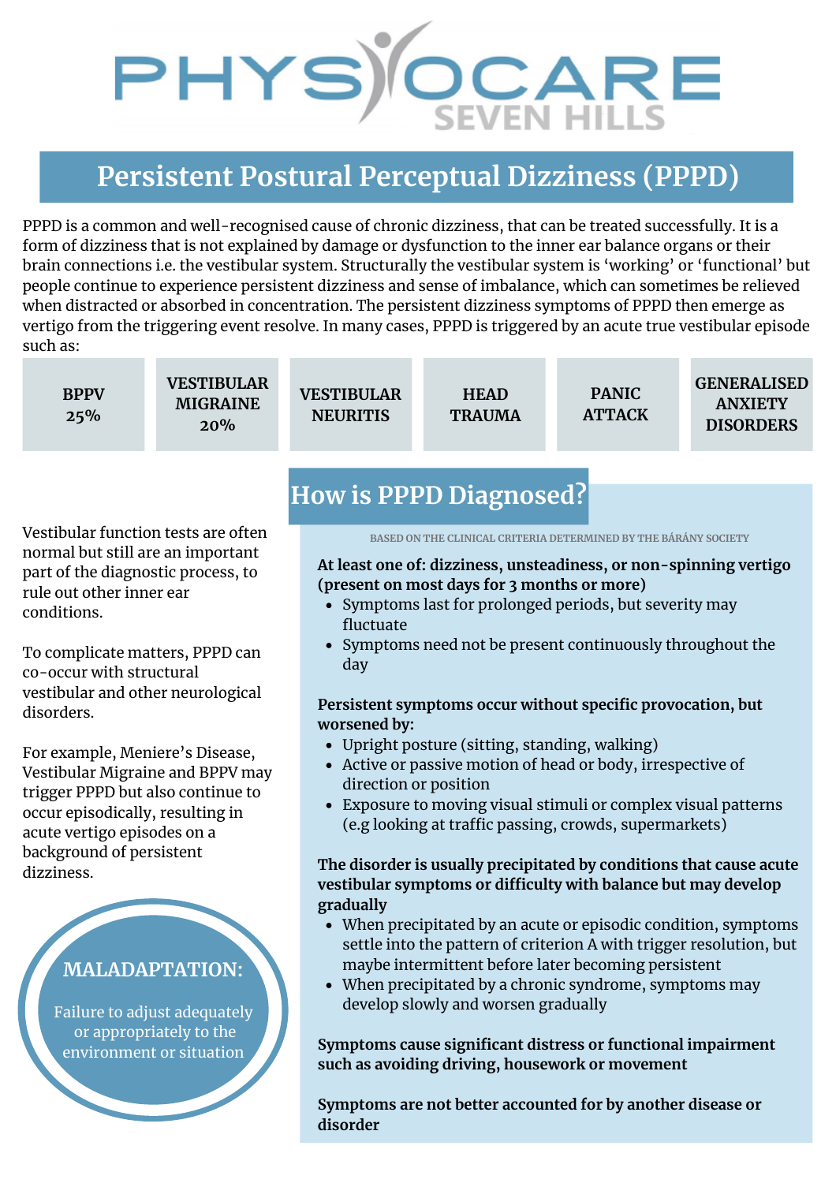PHYSIOCARE SEVEN HILLS

# Persistent Postural Perceptual Dizziness (PPPD)

PPPD is a common and well-recognised cause of chronic dizziness, that can be treated successfully. It is a form of dizziness that is not explained by damage or dysfunction to the inner ear balance organs or their brain connections i.e. the vestibular system. Structurally the vestibular system is 'working' or 'functional' but people continue to experience persistent dizziness and sense of imbalance, which can sometimes be relieved when distracted or absorbed in concentration. The persistent dizziness symptoms of PPPD then emerge as vertigo from the triggering event resolve. In many cases, PPPD is triggered by an acute true vestibular episode such as:

| BPPV 25% | VESTIBULAR MIGRAINE 20% | VESTIBULAR NEURITIS | HEAD TRAUMA | PANIC ATTACK | GENERALISED ANXIETY DISORDERS |
|---|---|---|---|---|---|

Vestibular function tests are often normal but still are an important part of the diagnostic process, to rule out other inner ear conditions.

To complicate matters, PPPD can co-occur with structural vestibular and other neurological disorders.

For example, Meniere's Disease, Vestibular Migraine and BPPV may trigger PPPD but also continue to occur episodically, resulting in acute vertigo episodes on a background of persistent dizziness.

**MALADAPTATION:**

Failure to adjust adequately or appropriately to the environment or situation

## How is PPPD Diagnosed?

BASED ON THE CLINICAL CRITERIA DETERMINED BY THE BÁRÁNY SOCIETY

**At least one of: dizziness, unsteadiness, or non-spinning vertigo (present on most days for 3 months or more)**

- Symptoms last for prolonged periods, but severity may fluctuate
- Symptoms need not be present continuously throughout the day

**Persistent symptoms occur without specific provocation, but worsened by:**

- Upright posture (sitting, standing, walking)
- Active or passive motion of head or body, irrespective of direction or position
- Exposure to moving visual stimuli or complex visual patterns (e.g looking at traffic passing, crowds, supermarkets)

**The disorder is usually precipitated by conditions that cause acute vestibular symptoms or difficulty with balance but may develop gradually**

- When precipitated by an acute or episodic condition, symptoms settle into the pattern of criterion A with trigger resolution, but maybe intermittent before later becoming persistent
- When precipitated by a chronic syndrome, symptoms may develop slowly and worsen gradually

**Symptoms cause significant distress or functional impairment such as avoiding driving, housework or movement**

**Symptoms are not better accounted for by another disease or disorder**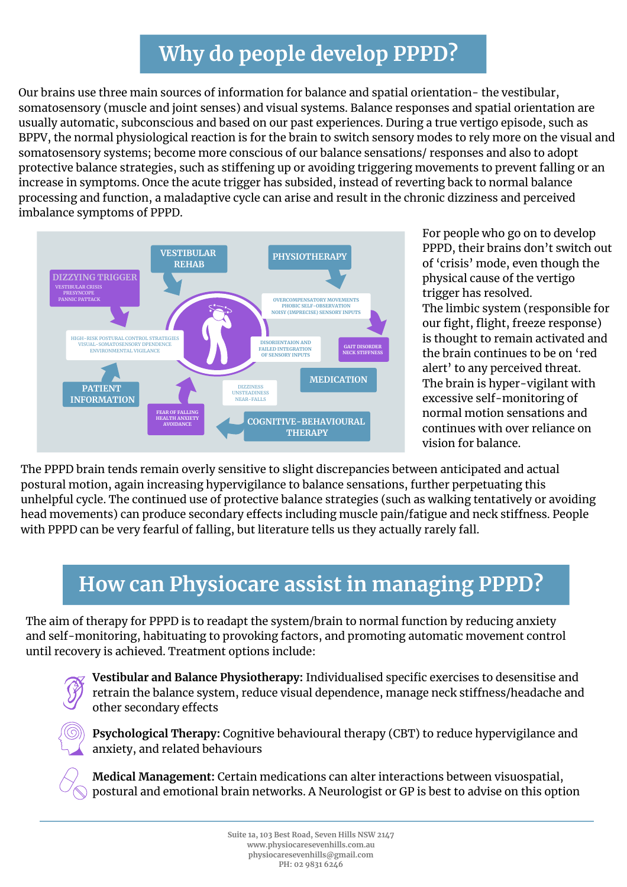## Why do people develop PPPD?

Our brains use three main sources of information for balance and spatial orientation- the vestibular, somatosensory (muscle and joint senses) and visual systems. Balance responses and spatial orientation are usually automatic, subconscious and based on our past experiences. During a true vertigo episode, such as BPPV, the normal physiological reaction is for the brain to switch sensory modes to rely more on the visual and somatosensory systems; become more conscious of our balance sensations/ responses and also to adopt protective balance strategies, such as stiffening up or avoiding triggering movements to prevent falling or an increase in symptoms. Once the acute trigger has subsided, instead of reverting back to normal balance processing and function, a maladaptive cycle can arise and result in the chronic dizziness and perceived imbalance symptoms of PPPD.

DIZZYING TRIGGER
VESTIBULAR CRISIS
PRESYNCOPE
PANNIC PATTACK

VESTIBULAR REHAB

PHYSIOTHERAPY

OVERCOMPENSATORY MOVEMENTS
PHOBIC SELF-OBSERVATION
NOISY (IMPRECISE) SENSORY INPUTS

HIGH-RISK POSTURAL CONTROL STRATEGIES
VISUAL-SOMATOSENSORY DPENDENCE
ENVIRONMENTAL VIGILANCE

DISORIENTAION AND
FAILED INTEGRATION
OF SENSORY INPUTS

GAIT DISORDER
NECK STIFFNESS

MEDICATION

PATIENT INFORMATION

DIZZINESS
UNSTEADINESS
NEAR-FALLS

FEAR OF FALLING
HEALTH ANXIETY
AVOIDANCE

COGNITIVE-BEHAVIOURAL THERAPY

For people who go on to develop PPPD, their brains don't switch out of 'crisis' mode, even though the physical cause of the vertigo trigger has resolved.
The limbic system (responsible for our fight, flight, freeze response) is thought to remain activated and the brain continues to be on 'red alert' to any perceived threat.
The brain is hyper-vigilant with excessive self-monitoring of normal motion sensations and continues with over reliance on vision for balance.

The PPPD brain tends remain overly sensitive to slight discrepancies between anticipated and actual postural motion, again increasing hypervigilance to balance sensations, further perpetuating this unhelpful cycle. The continued use of protective balance strategies (such as walking tentatively or avoiding head movements) can produce secondary effects including muscle pain/fatigue and neck stiffness. People with PPPD can be very fearful of falling, but literature tells us they actually rarely fall.

## How can Physiocare assist in managing PPPD?

The aim of therapy for PPPD is to readapt the system/brain to normal function by reducing anxiety and self-monitoring, habituating to provoking factors, and promoting automatic movement control until recovery is achieved. Treatment options include:

- **Vestibular and Balance Physiotherapy:** Individualised specific exercises to desensitise and retrain the balance system, reduce visual dependence, manage neck stiffness/headache and other secondary effects
- **Psychological Therapy:** Cognitive behavioural therapy (CBT) to reduce hypervigilance and anxiety, and related behaviours
- **Medical Management:** Certain medications can alter interactions between visuospatial, postural and emotional brain networks. A Neurologist or GP is best to advise on this option

Suite 1a, 103 Best Road, Seven Hills NSW 2147
www.physiocaresevenhills.com.au
physiocaresevenhills@gmail.com
PH: 02 9831 6246